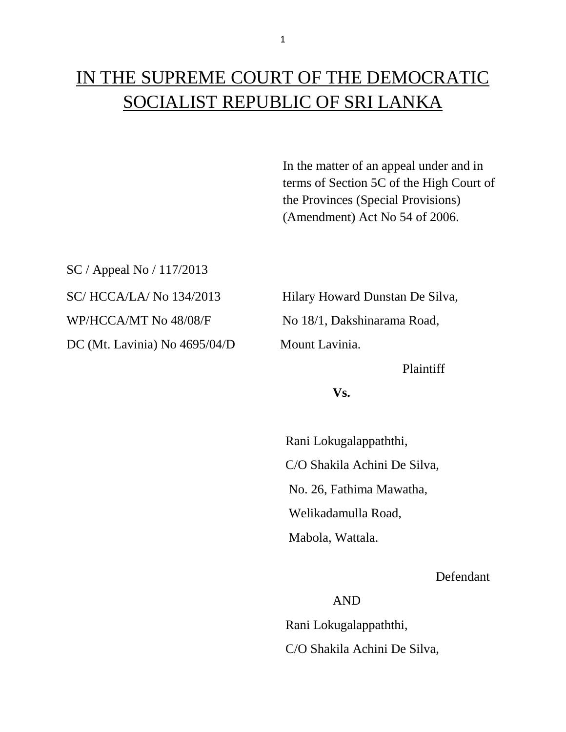# IN THE SUPREME COURT OF THE DEMOCRATIC SOCIALIST REPUBLIC OF SRI LANKA

In the matter of an appeal under and in terms of Section 5C of the High Court of the Provinces (Special Provisions) (Amendment) Act No 54 of 2006.

SC / Appeal No / 117/2013

SC/ HCCA/LA/ No 134/2013

WP/HCCA/MT No 48/08/F

DC (Mt. Lavinia) No 4695/04/D

Hilary Howard Dunstan De Silva,
No 18/1, Dakshinarama Road,
Mount Lavinia.

Plaintiff

**Vs.**

Rani Lokugalappaththi,
C/O Shakila Achini De Silva,
No. 26, Fathima Mawatha,
Welikadamulla Road,
Mabola, Wattala.

Defendant

AND

Rani Lokugalappaththi,
C/O Shakila Achini De Silva,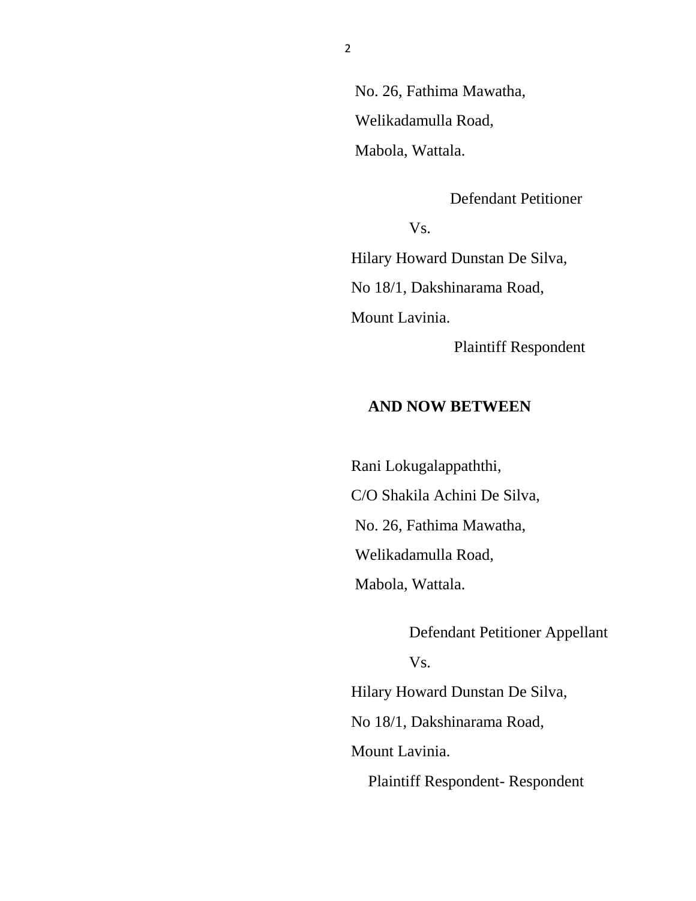No. 26, Fathima Mawatha,
Welikadamulla Road,
Mabola, Wattala.

Defendant Petitioner

Vs.

Hilary Howard Dunstan De Silva,
No 18/1, Dakshinarama Road,
Mount Lavinia.

Plaintiff Respondent

**AND NOW BETWEEN**

Rani Lokugalappaththi,
C/O Shakila Achini De Silva,
No. 26, Fathima Mawatha,
Welikadamulla Road,
Mabola, Wattala.

Defendant Petitioner Appellant

Vs.

Hilary Howard Dunstan De Silva,
No 18/1, Dakshinarama Road,
Mount Lavinia.

Plaintiff Respondent- Respondent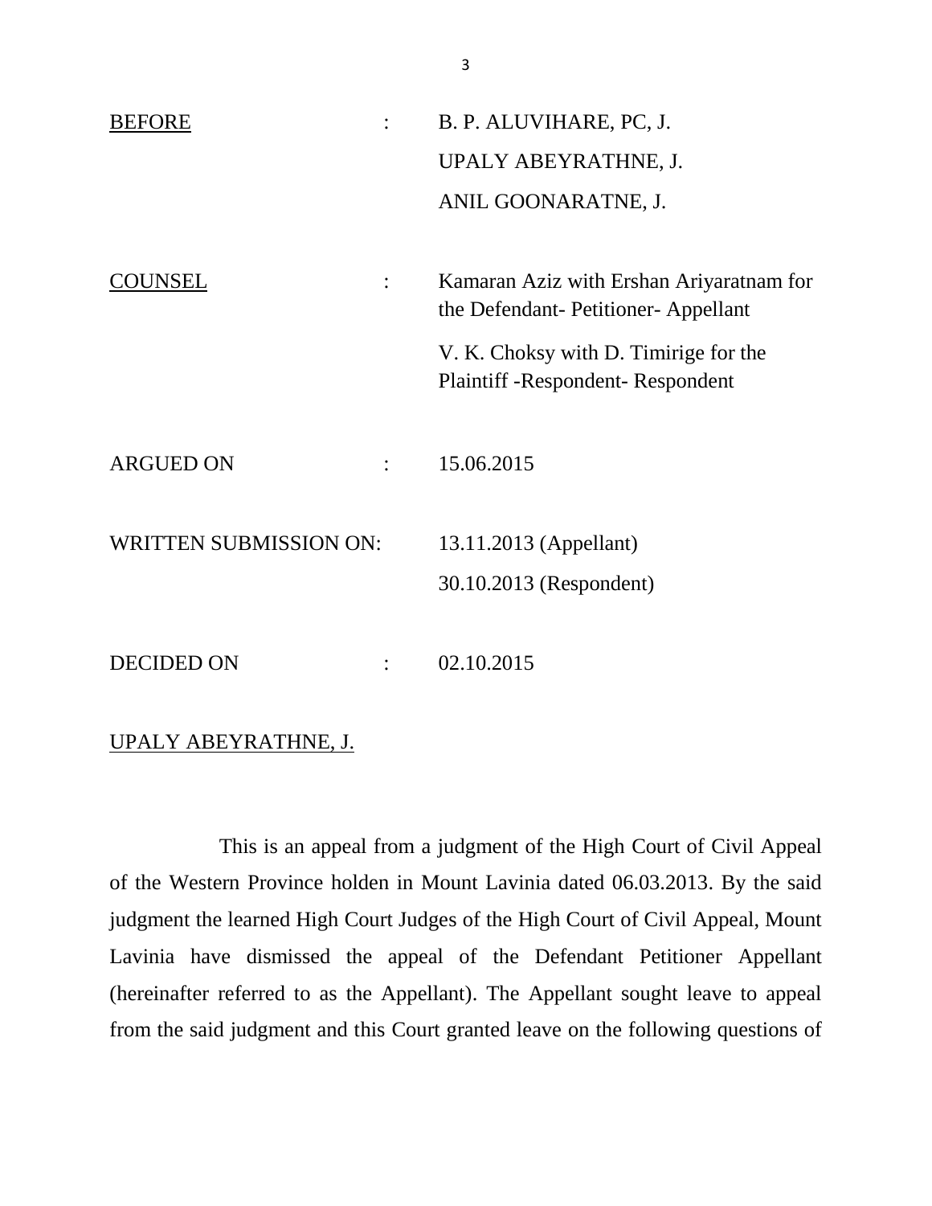BEFORE : B. P. ALUVIHARE, PC, J.  
UPALY ABEYRATHNE, J.  
ANIL GOONARATNE, J.

COUNSEL : Kamaran Aziz with Ershan Ariyaratnam for the Defendant- Petitioner- Appellant

V. K. Choksy with D. Timirige for the Plaintiff -Respondent- Respondent

ARGUED ON : 15.06.2015

WRITTEN SUBMISSION ON: 13.11.2013 (Appellant)  
30.10.2013 (Respondent)

DECIDED ON : 02.10.2015

UPALY ABEYRATHNE, J.

This is an appeal from a judgment of the High Court of Civil Appeal of the Western Province holden in Mount Lavinia dated 06.03.2013. By the said judgment the learned High Court Judges of the High Court of Civil Appeal, Mount Lavinia have dismissed the appeal of the Defendant Petitioner Appellant (hereinafter referred to as the Appellant). The Appellant sought leave to appeal from the said judgment and this Court granted leave on the following questions of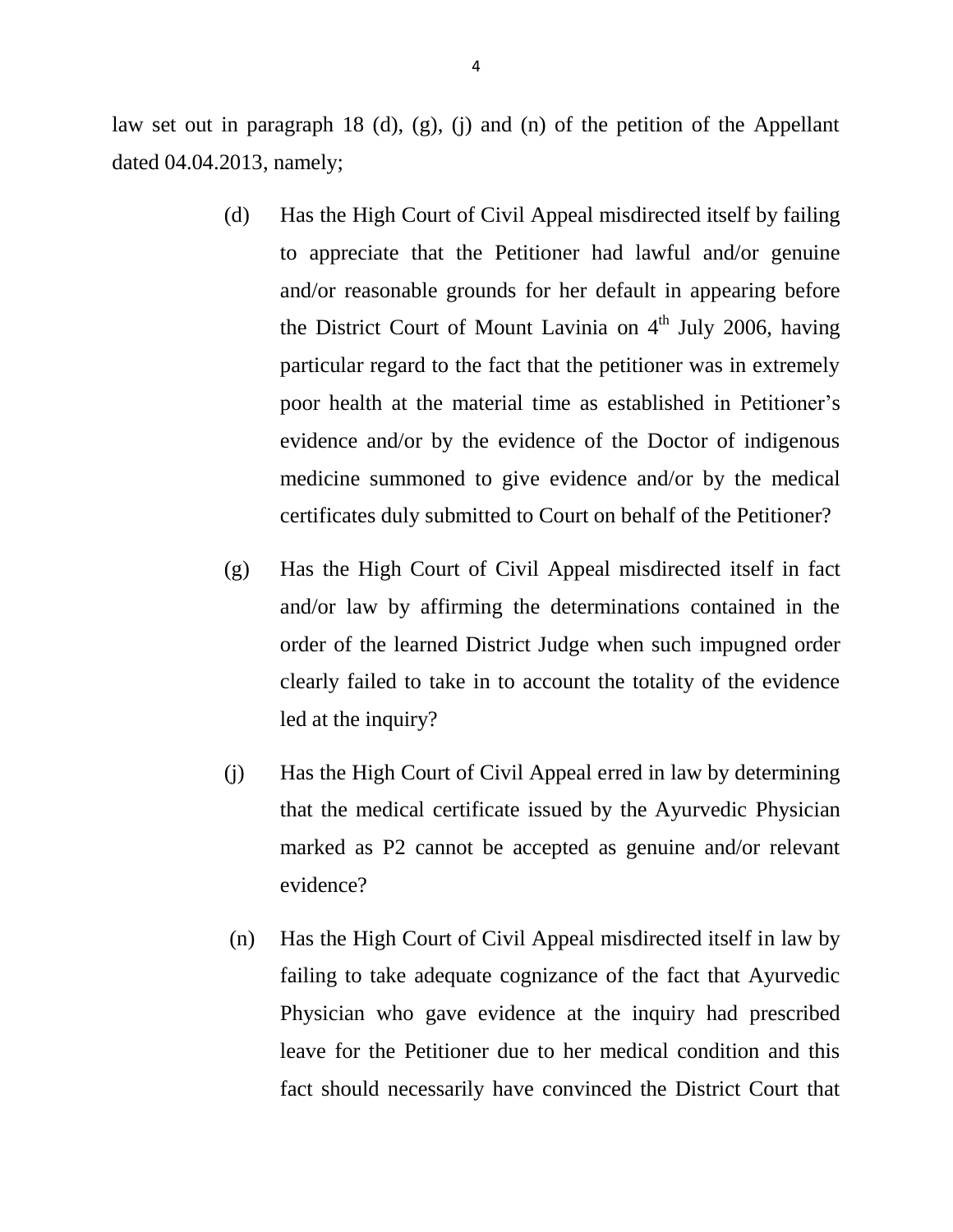law set out in paragraph 18 (d), (g), (j) and (n) of the petition of the Appellant dated 04.04.2013, namely;

(d) Has the High Court of Civil Appeal misdirected itself by failing to appreciate that the Petitioner had lawful and/or genuine and/or reasonable grounds for her default in appearing before the District Court of Mount Lavinia on 4th July 2006, having particular regard to the fact that the petitioner was in extremely poor health at the material time as established in Petitioner's evidence and/or by the evidence of the Doctor of indigenous medicine summoned to give evidence and/or by the medical certificates duly submitted to Court on behalf of the Petitioner?

(g) Has the High Court of Civil Appeal misdirected itself in fact and/or law by affirming the determinations contained in the order of the learned District Judge when such impugned order clearly failed to take in to account the totality of the evidence led at the inquiry?

(j) Has the High Court of Civil Appeal erred in law by determining that the medical certificate issued by the Ayurvedic Physician marked as P2 cannot be accepted as genuine and/or relevant evidence?

(n) Has the High Court of Civil Appeal misdirected itself in law by failing to take adequate cognizance of the fact that Ayurvedic Physician who gave evidence at the inquiry had prescribed leave for the Petitioner due to her medical condition and this fact should necessarily have convinced the District Court that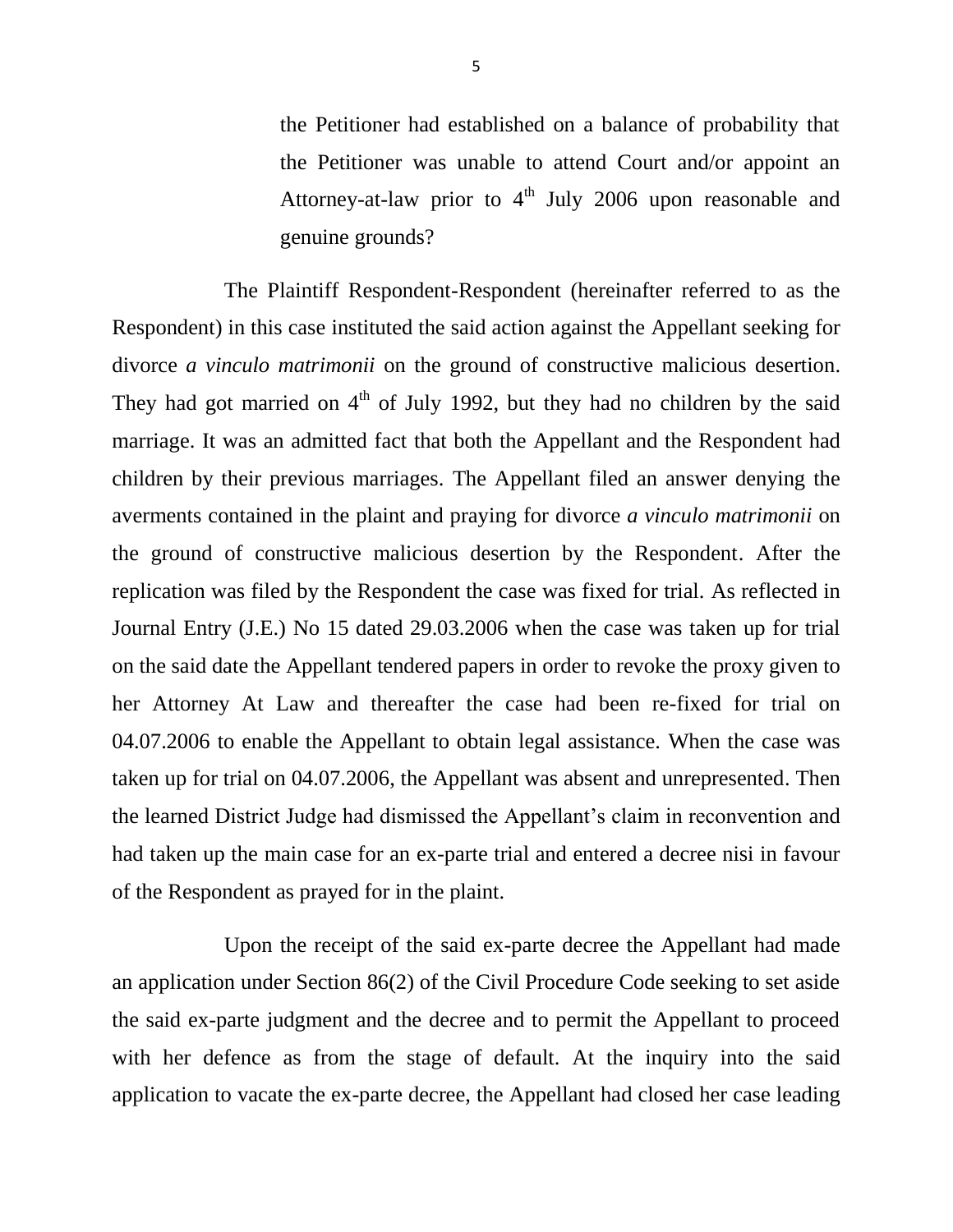the Petitioner had established on a balance of probability that the Petitioner was unable to attend Court and/or appoint an Attorney-at-law prior to 4th July 2006 upon reasonable and genuine grounds?

The Plaintiff Respondent-Respondent (hereinafter referred to as the Respondent) in this case instituted the said action against the Appellant seeking for divorce *a vinculo matrimonii* on the ground of constructive malicious desertion. They had got married on 4th of July 1992, but they had no children by the said marriage. It was an admitted fact that both the Appellant and the Respondent had children by their previous marriages. The Appellant filed an answer denying the averments contained in the plaint and praying for divorce *a vinculo matrimonii* on the ground of constructive malicious desertion by the Respondent. After the replication was filed by the Respondent the case was fixed for trial. As reflected in Journal Entry (J.E.) No 15 dated 29.03.2006 when the case was taken up for trial on the said date the Appellant tendered papers in order to revoke the proxy given to her Attorney At Law and thereafter the case had been re-fixed for trial on 04.07.2006 to enable the Appellant to obtain legal assistance. When the case was taken up for trial on 04.07.2006, the Appellant was absent and unrepresented. Then the learned District Judge had dismissed the Appellant's claim in reconvention and had taken up the main case for an ex-parte trial and entered a decree nisi in favour of the Respondent as prayed for in the plaint.

Upon the receipt of the said ex-parte decree the Appellant had made an application under Section 86(2) of the Civil Procedure Code seeking to set aside the said ex-parte judgment and the decree and to permit the Appellant to proceed with her defence as from the stage of default. At the inquiry into the said application to vacate the ex-parte decree, the Appellant had closed her case leading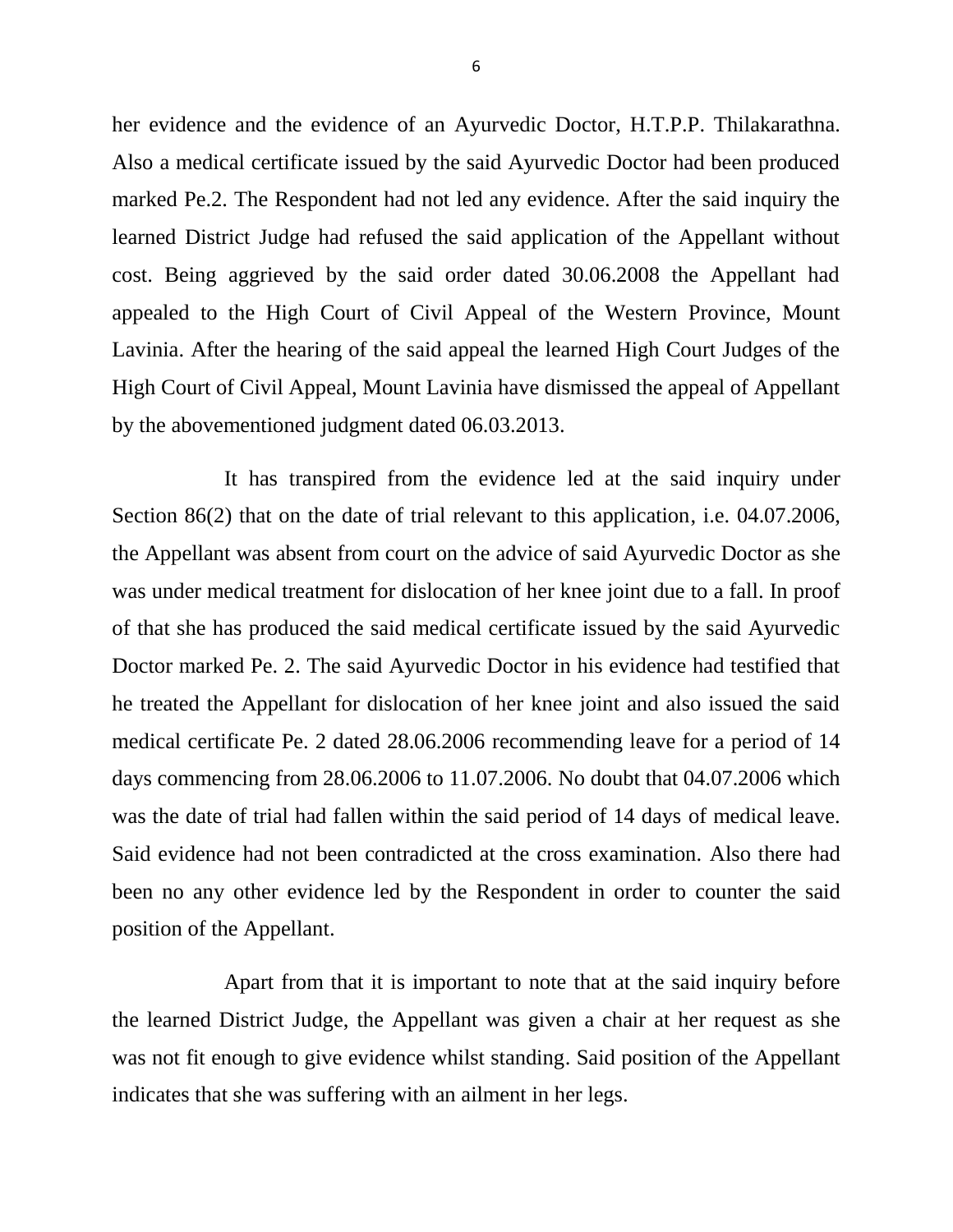her evidence and the evidence of an Ayurvedic Doctor, H.T.P.P. Thilakarathna. Also a medical certificate issued by the said Ayurvedic Doctor had been produced marked Pe.2. The Respondent had not led any evidence. After the said inquiry the learned District Judge had refused the said application of the Appellant without cost. Being aggrieved by the said order dated 30.06.2008 the Appellant had appealed to the High Court of Civil Appeal of the Western Province, Mount Lavinia. After the hearing of the said appeal the learned High Court Judges of the High Court of Civil Appeal, Mount Lavinia have dismissed the appeal of Appellant by the abovementioned judgment dated 06.03.2013.

It has transpired from the evidence led at the said inquiry under Section 86(2) that on the date of trial relevant to this application, i.e. 04.07.2006, the Appellant was absent from court on the advice of said Ayurvedic Doctor as she was under medical treatment for dislocation of her knee joint due to a fall. In proof of that she has produced the said medical certificate issued by the said Ayurvedic Doctor marked Pe. 2. The said Ayurvedic Doctor in his evidence had testified that he treated the Appellant for dislocation of her knee joint and also issued the said medical certificate Pe. 2 dated 28.06.2006 recommending leave for a period of 14 days commencing from 28.06.2006 to 11.07.2006. No doubt that 04.07.2006 which was the date of trial had fallen within the said period of 14 days of medical leave. Said evidence had not been contradicted at the cross examination. Also there had been no any other evidence led by the Respondent in order to counter the said position of the Appellant.

Apart from that it is important to note that at the said inquiry before the learned District Judge, the Appellant was given a chair at her request as she was not fit enough to give evidence whilst standing. Said position of the Appellant indicates that she was suffering with an ailment in her legs.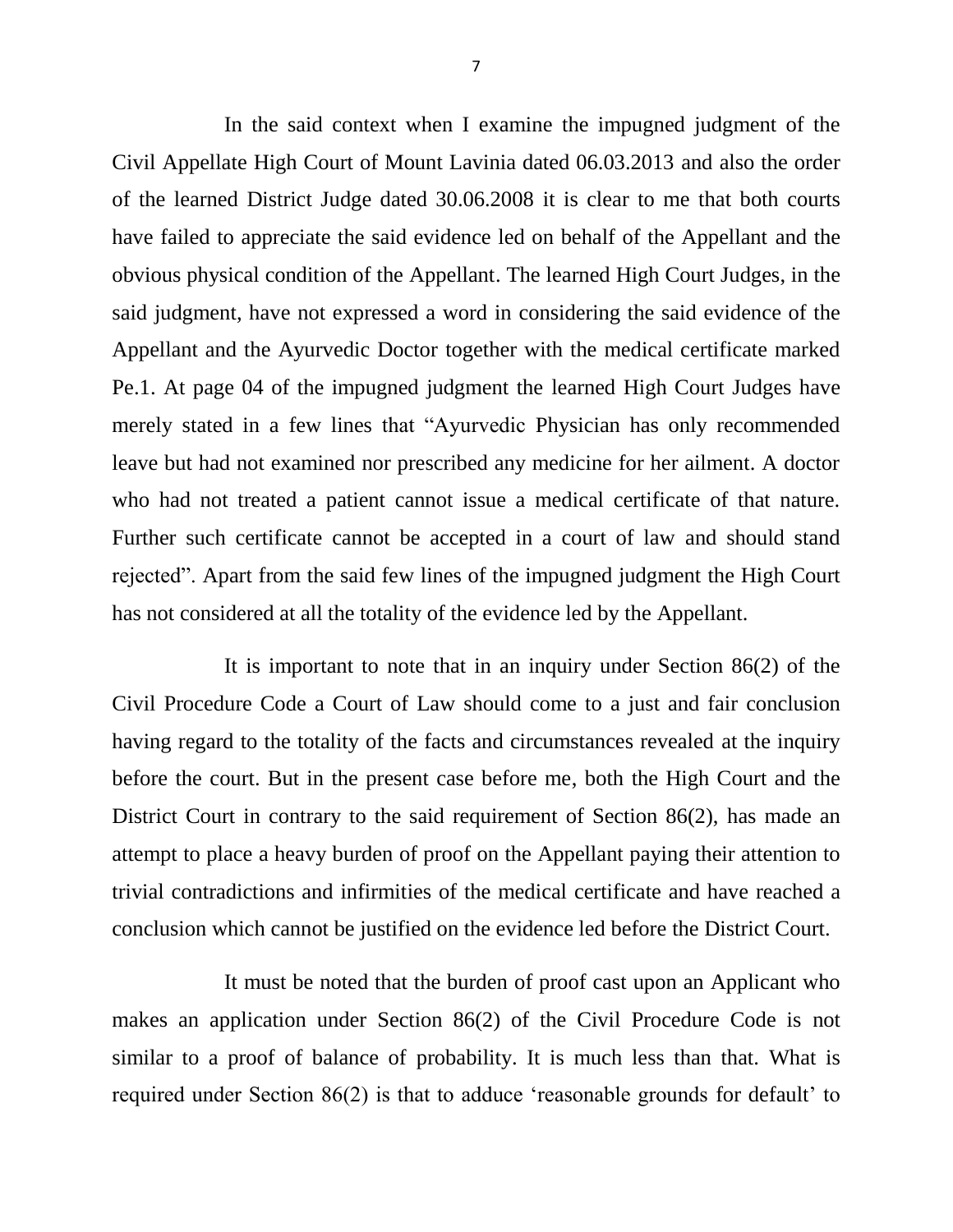In the said context when I examine the impugned judgment of the Civil Appellate High Court of Mount Lavinia dated 06.03.2013 and also the order of the learned District Judge dated 30.06.2008 it is clear to me that both courts have failed to appreciate the said evidence led on behalf of the Appellant and the obvious physical condition of the Appellant. The learned High Court Judges, in the said judgment, have not expressed a word in considering the said evidence of the Appellant and the Ayurvedic Doctor together with the medical certificate marked Pe.1. At page 04 of the impugned judgment the learned High Court Judges have merely stated in a few lines that "Ayurvedic Physician has only recommended leave but had not examined nor prescribed any medicine for her ailment. A doctor who had not treated a patient cannot issue a medical certificate of that nature. Further such certificate cannot be accepted in a court of law and should stand rejected". Apart from the said few lines of the impugned judgment the High Court has not considered at all the totality of the evidence led by the Appellant.

It is important to note that in an inquiry under Section 86(2) of the Civil Procedure Code a Court of Law should come to a just and fair conclusion having regard to the totality of the facts and circumstances revealed at the inquiry before the court. But in the present case before me, both the High Court and the District Court in contrary to the said requirement of Section 86(2), has made an attempt to place a heavy burden of proof on the Appellant paying their attention to trivial contradictions and infirmities of the medical certificate and have reached a conclusion which cannot be justified on the evidence led before the District Court.

It must be noted that the burden of proof cast upon an Applicant who makes an application under Section 86(2) of the Civil Procedure Code is not similar to a proof of balance of probability. It is much less than that. What is required under Section 86(2) is that to adduce 'reasonable grounds for default' to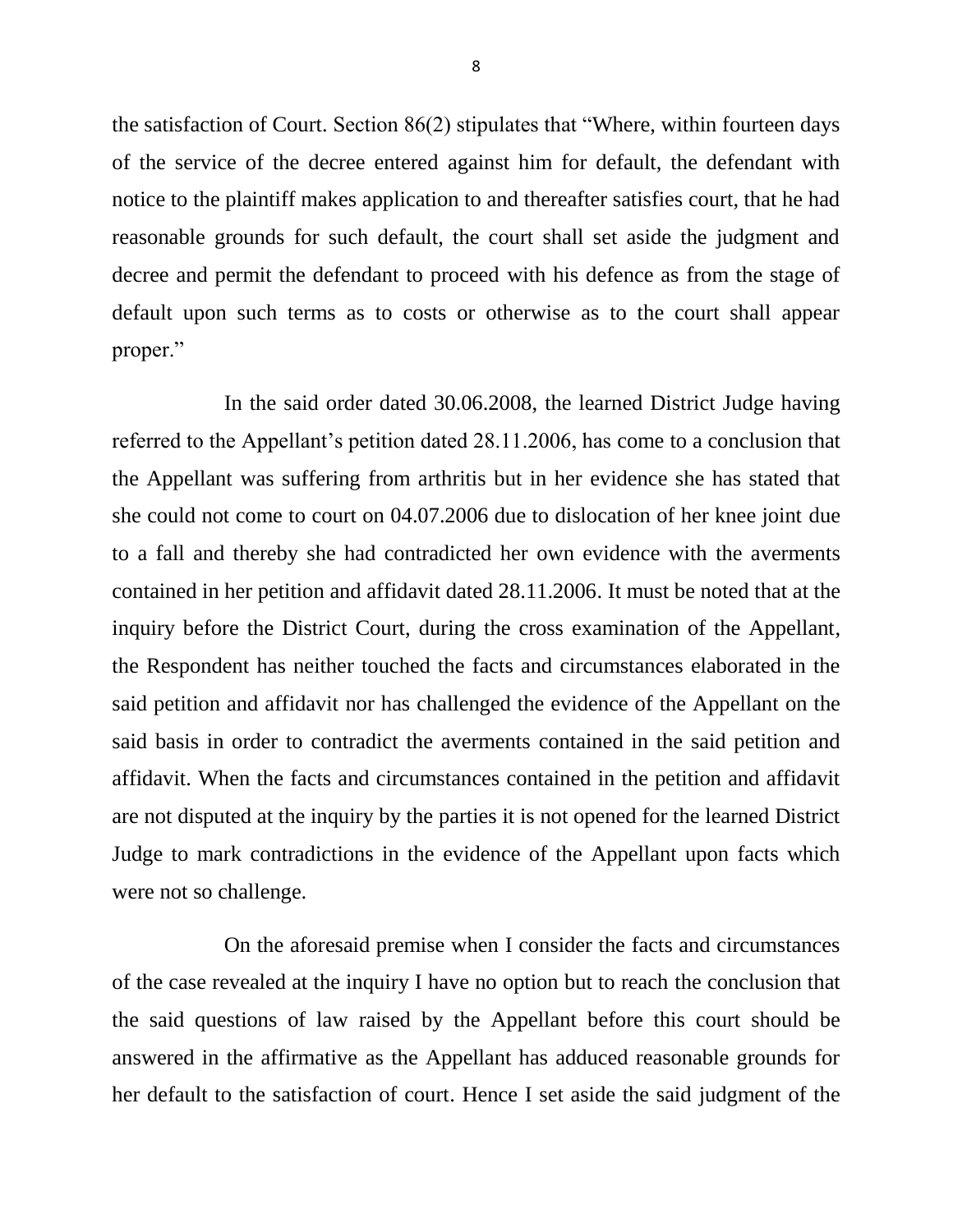the satisfaction of Court. Section 86(2) stipulates that "Where, within fourteen days of the service of the decree entered against him for default, the defendant with notice to the plaintiff makes application to and thereafter satisfies court, that he had reasonable grounds for such default, the court shall set aside the judgment and decree and permit the defendant to proceed with his defence as from the stage of default upon such terms as to costs or otherwise as to the court shall appear proper."

In the said order dated 30.06.2008, the learned District Judge having referred to the Appellant's petition dated 28.11.2006, has come to a conclusion that the Appellant was suffering from arthritis but in her evidence she has stated that she could not come to court on 04.07.2006 due to dislocation of her knee joint due to a fall and thereby she had contradicted her own evidence with the averments contained in her petition and affidavit dated 28.11.2006. It must be noted that at the inquiry before the District Court, during the cross examination of the Appellant, the Respondent has neither touched the facts and circumstances elaborated in the said petition and affidavit nor has challenged the evidence of the Appellant on the said basis in order to contradict the averments contained in the said petition and affidavit. When the facts and circumstances contained in the petition and affidavit are not disputed at the inquiry by the parties it is not opened for the learned District Judge to mark contradictions in the evidence of the Appellant upon facts which were not so challenge.

On the aforesaid premise when I consider the facts and circumstances of the case revealed at the inquiry I have no option but to reach the conclusion that the said questions of law raised by the Appellant before this court should be answered in the affirmative as the Appellant has adduced reasonable grounds for her default to the satisfaction of court. Hence I set aside the said judgment of the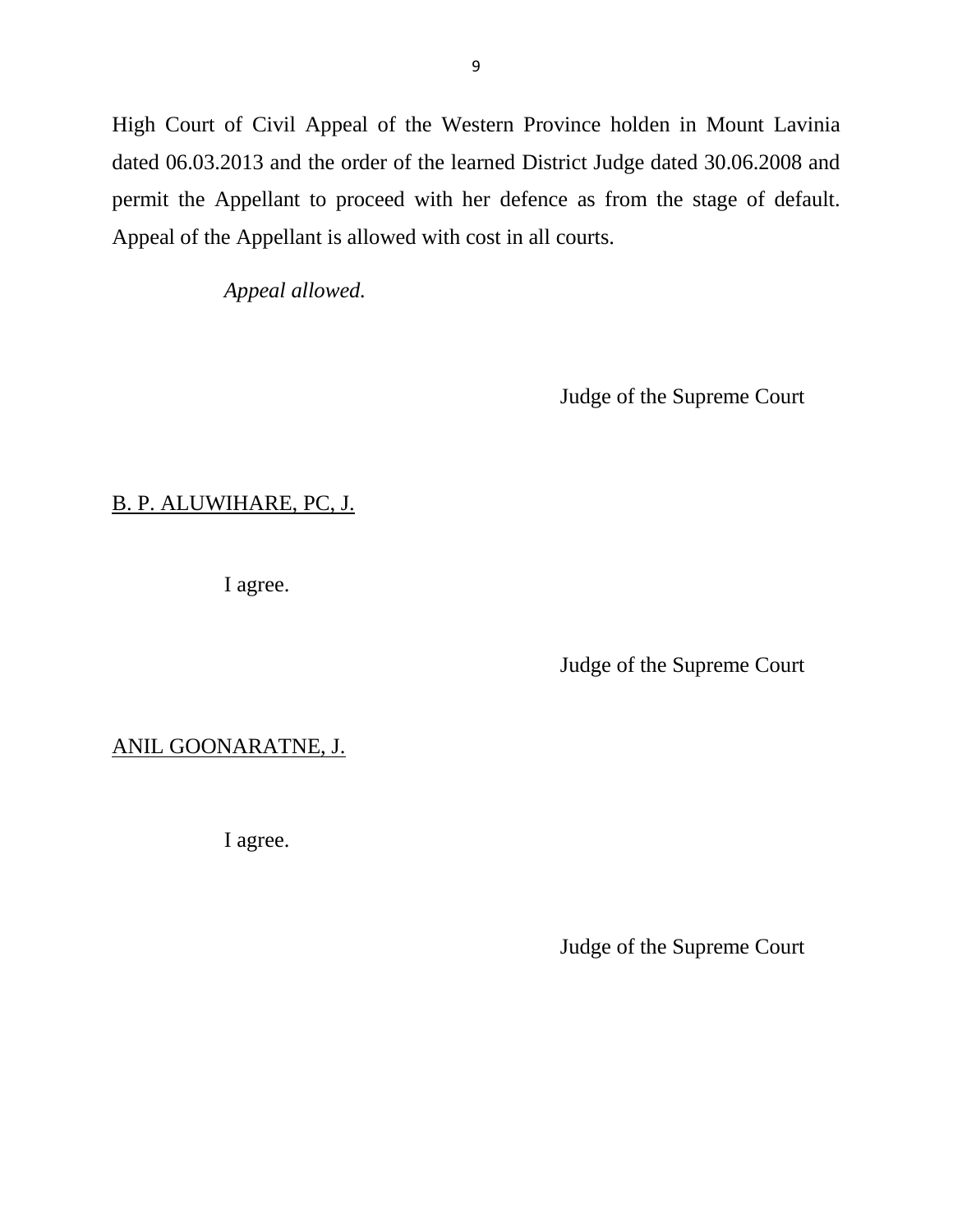High Court of Civil Appeal of the Western Province holden in Mount Lavinia dated 06.03.2013 and the order of the learned District Judge dated 30.06.2008 and permit the Appellant to proceed with her defence as from the stage of default. Appeal of the Appellant is allowed with cost in all courts.

*Appeal allowed.*

Judge of the Supreme Court

B. P. ALUWIHARE, PC, J.

I agree.

Judge of the Supreme Court

ANIL GOONARATNE, J.

I agree.

Judge of the Supreme Court